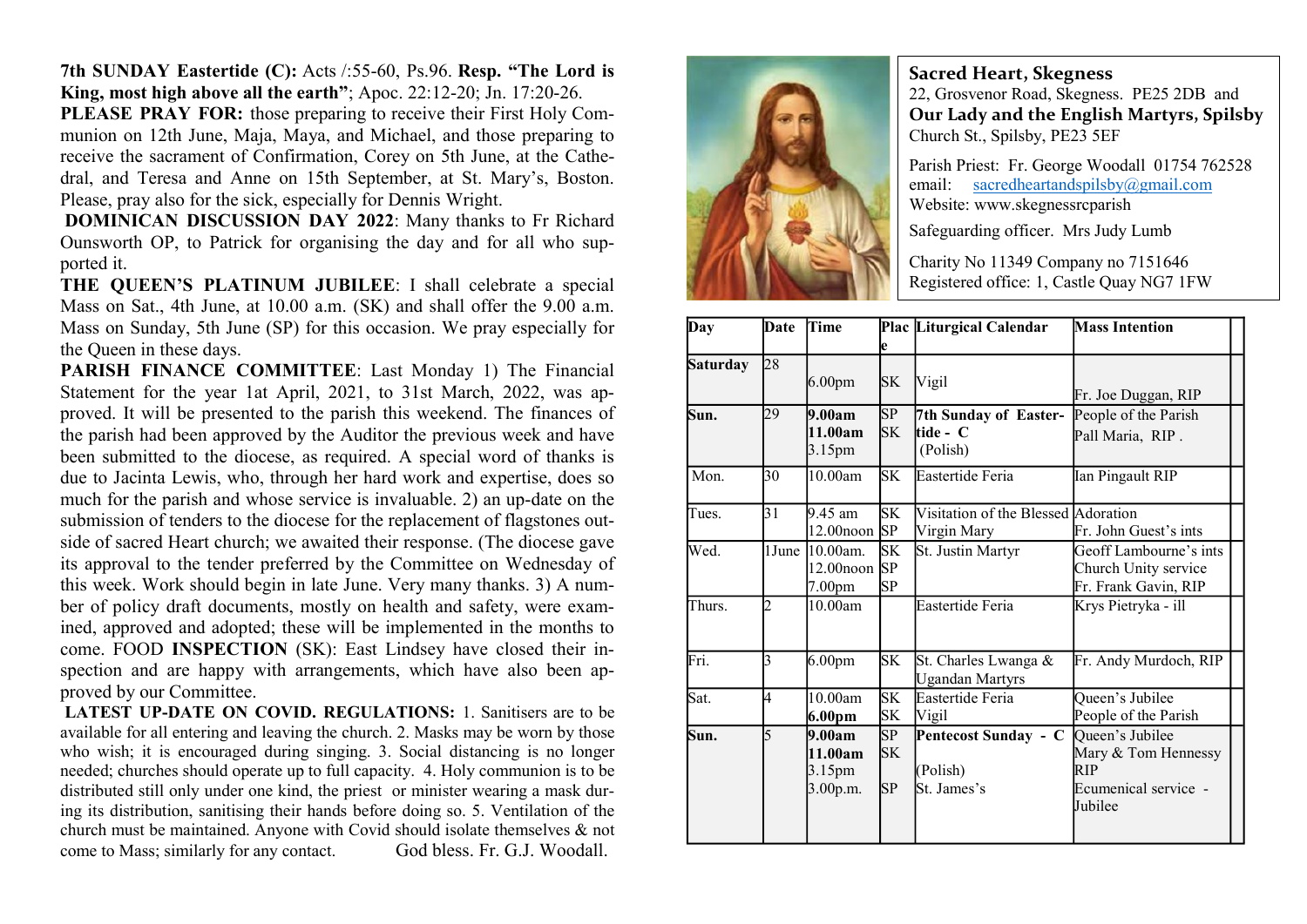**7th SUNDAY Eastertide (C):** Acts /:55-60, Ps.96. **Resp. "The Lord is King, most high above all the earth"**; Apoc. 22:12-20; Jn. 17:20-26.

**PLEASE PRAY FOR:** those preparing to receive their First Holy Communion on 12th June, Maja, Maya, and Michael, and those preparing to receive the sacrament of Confirmation, Corey on 5th June, at the Cathedral, and Teresa and Anne on 15th September, at St. Mary's, Boston. Please, pray also for the sick, especially for Dennis Wright.

**DOMINICAN DISCUSSION DAY 2022**: Many thanks to Fr Richard Ounsworth OP, to Patrick for organising the day and for all who supported it.

**THE QUEEN'S PLATINUM JUBILEE**: I shall celebrate a special Mass on Sat., 4th June, at 10.00 a.m. (SK) and shall offer the 9.00 a.m. Mass on Sunday, 5th June (SP) for this occasion. We pray especially for the Queen in these days.

**PARISH FINANCE COMMITTEE**: Last Monday 1) The Financial Statement for the year 1at April, 2021, to 31st March, 2022, was approved. It will be presented to the parish this weekend. The finances of the parish had been approved by the Auditor the previous week and have been submitted to the diocese, as required. A special word of thanks is due to Jacinta Lewis, who, through her hard work and expertise, does so much for the parish and whose service is invaluable. 2) an up-date on the submission of tenders to the diocese for the replacement of flagstones outside of sacred Heart church; we awaited their response. (The diocese gave its approval to the tender preferred by the Committee on Wednesday of this week. Work should begin in late June. Very many thanks. 3) A number of policy draft documents, mostly on health and safety, were examined, approved and adopted; these will be implemented in the months to come. FOOD **INSPECTION** (SK): East Lindsey have closed their inspection and are happy with arrangements, which have also been approved by our Committee.

**LATEST UP-DATE ON COVID. REGULATIONS:** 1. Sanitisers are to be available for all entering and leaving the church. 2. Masks may be worn by those who wish; it is encouraged during singing. 3. Social distancing is no longer needed; churches should operate up to full capacity. 4. Holy communion is to be distributed still only under one kind, the priest or minister wearing a mask during its distribution, sanitising their hands before doing so. 5. Ventilation of the church must be maintained. Anyone with Covid should isolate themselves & not come to Mass; similarly for any contact. God bless. Fr. G.J. Woodall.

**Sacred Heart, Skegness**
22, Grosvenor Road, Skegness. PE25 2DB and
**Our Lady and the English Martyrs, Spilsby**
Church St., Spilsby, PE23 5EF

Parish Priest: Fr. George Woodall 01754 762528
email: sacredheartandspilsby@gmail.com
Website: www.skegnessrcparish

Safeguarding officer. Mrs Judy Lumb

Charity No 11349 Company no 7151646
Registered office: 1, Castle Quay NG7 1FW

| Day | Date | Time | Place | Liturgical Calendar | Mass Intention |
|---|---|---|---|---|---|
| **Saturday** | 28 | 6.00pm | SK | Vigil | Fr. Joe Duggan, RIP |
| **Sun.** | 29 | **9.00am**<br>**11.00am**<br>3.15pm | SP<br>SK | **7th Sunday of Eastertide - C**<br>(Polish) | People of the Parish<br>Pall Maria, RIP . |
| Mon. | 30 | 10.00am | SK | Eastertide Feria | Ian Pingault RIP |
| Tues. | 31 | 9.45 am<br>12.00noon | SK<br>SP | Visitation of the Blessed Virgin Mary | Adoration<br>Fr. John Guest's ints |
| Wed. | 1June | 10.00am.<br>12.00noon<br>7.00pm | SK<br>SP<br>SP | St. Justin Martyr | Geoff Lambourne's ints<br>Church Unity service<br>Fr. Frank Gavin, RIP |
| Thurs. | 2 | 10.00am | | Eastertide Feria | Krys Pietryka - ill |
| Fri. | 3 | 6.00pm | SK | St. Charles Lwanga & Ugandan Martyrs | Fr. Andy Murdoch, RIP |
| Sat. | 4 | 10.00am<br>**6.00pm** | SK<br>SK | Eastertide Feria<br>Vigil | Queen's Jubilee<br>People of the Parish |
| **Sun.** | 5 | **9.00am**<br>**11.00am**<br>3.15pm<br>3.00p.m. | SP<br>SK<br><br>SP | **Pentecost Sunday - C**<br>(Polish)<br>St. James's | Queen's Jubilee<br>Mary & Tom Hennessy RIP<br>Ecumenical service - Jubilee |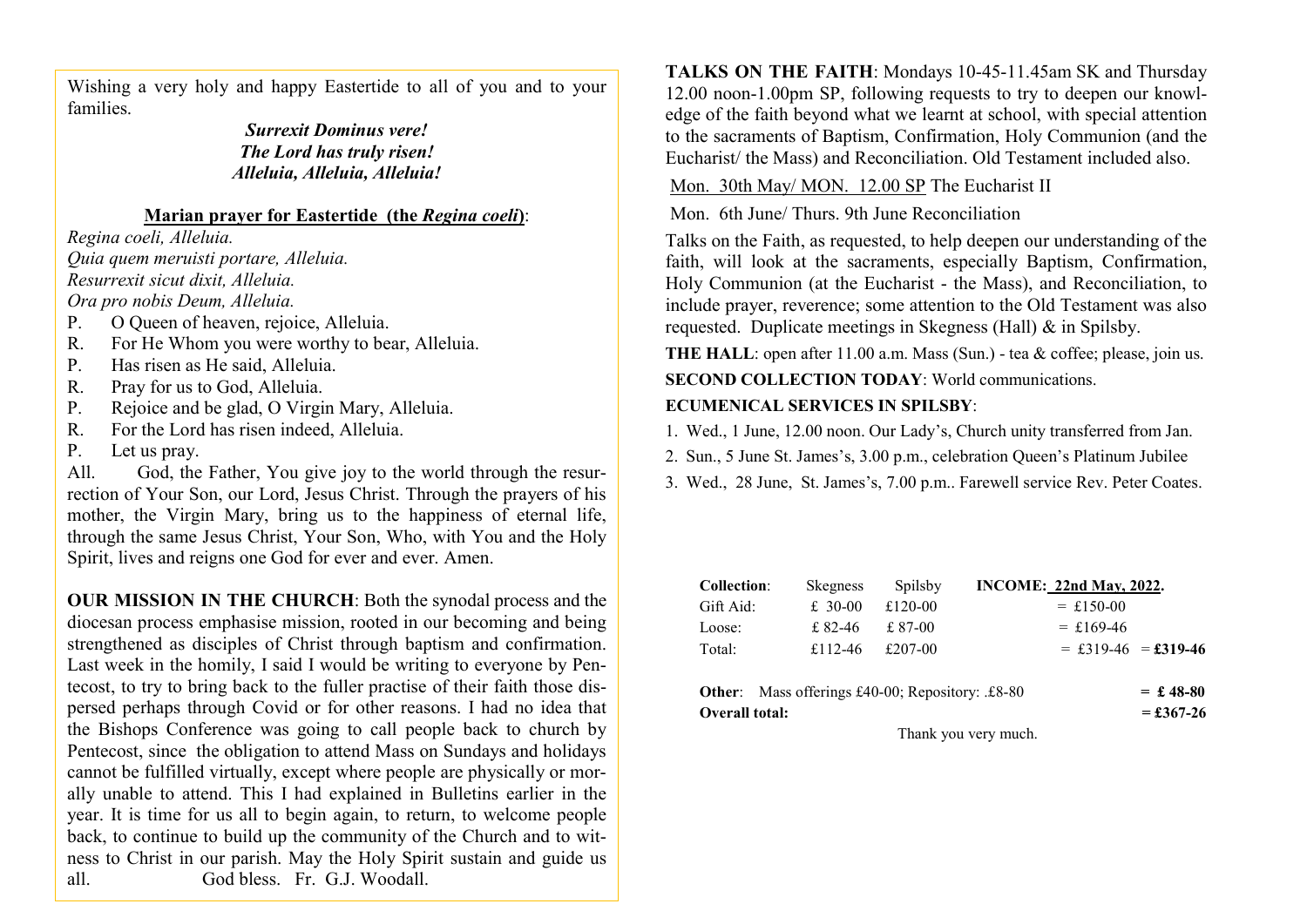Wishing a very holy and happy Eastertide to all of you and to your families.

***Surrexit Dominus vere!***
***The Lord has truly risen!***
***Alleluia, Alleluia, Alleluia!***

**Marian prayer for Eastertide (the *Regina coeli*)**:

*Regina coeli, Alleluia.*
*Quia quem meruisti portare, Alleluia.*
*Resurrexit sicut dixit, Alleluia.*
*Ora pro nobis Deum, Alleluia.*

P. O Queen of heaven, rejoice, Alleluia.
R. For He Whom you were worthy to bear, Alleluia.
P. Has risen as He said, Alleluia.
R. Pray for us to God, Alleluia.
P. Rejoice and be glad, O Virgin Mary, Alleluia.
R. For the Lord has risen indeed, Alleluia.
P. Let us pray.
All. God, the Father, You give joy to the world through the resurrection of Your Son, our Lord, Jesus Christ. Through the prayers of his mother, the Virgin Mary, bring us to the happiness of eternal life, through the same Jesus Christ, Your Son, Who, with You and the Holy Spirit, lives and reigns one God for ever and ever. Amen.

**OUR MISSION IN THE CHURCH**: Both the synodal process and the diocesan process emphasise mission, rooted in our becoming and being strengthened as disciples of Christ through baptism and confirmation. Last week in the homily, I said I would be writing to everyone by Pentecost, to try to bring back to the fuller practise of their faith those dispersed perhaps through Covid or for other reasons. I had no idea that the Bishops Conference was going to call people back to church by Pentecost, since the obligation to attend Mass on Sundays and holidays cannot be fulfilled virtually, except where people are physically or morally unable to attend. This I had explained in Bulletins earlier in the year. It is time for us all to begin again, to return, to welcome people back, to continue to build up the community of the Church and to witness to Christ in our parish. May the Holy Spirit sustain and guide us all. God bless. Fr. G.J. Woodall.

**TALKS ON THE FAITH**: Mondays 10-45-11.45am SK and Thursday 12.00 noon-1.00pm SP, following requests to try to deepen our knowledge of the faith beyond what we learnt at school, with special attention to the sacraments of Baptism, Confirmation, Holy Communion (and the Eucharist/ the Mass) and Reconciliation. Old Testament included also.

Mon. 30th May/ MON. 12.00 SP The Eucharist II

Mon. 6th June/ Thurs. 9th June Reconciliation

Talks on the Faith, as requested, to help deepen our understanding of the faith, will look at the sacraments, especially Baptism, Confirmation, Holy Communion (at the Eucharist - the Mass), and Reconciliation, to include prayer, reverence; some attention to the Old Testament was also requested. Duplicate meetings in Skegness (Hall) & in Spilsby.

**THE HALL**: open after 11.00 a.m. Mass (Sun.) - tea & coffee; please, join us.

**SECOND COLLECTION TODAY**: World communications.

**ECUMENICAL SERVICES IN SPILSBY**:

1. Wed., 1 June, 12.00 noon. Our Lady's, Church unity transferred from Jan.
2. Sun., 5 June St. James's, 3.00 p.m., celebration Queen's Platinum Jubilee
3. Wed., 28 June, St. James's, 7.00 p.m.. Farewell service Rev. Peter Coates.

| **Collection**: | Skegness | Spilsby | **INCOME: 22nd May, 2022.** | |
|---|---|---|---|---|
| Gift Aid: | £ 30-00 | £120-00 | = £150-00 | |
| Loose: | £ 82-46 | £ 87-00 | = £169-46 | |
| Total: | £112-46 | £207-00 | = £319-46 | = **£319-46** |
| **Other**: Mass offerings £40-00; Repository: .£8-80 | | | | **= £ 48-80** |
| **Overall total:** | | | | **= £367-26** |

Thank you very much.